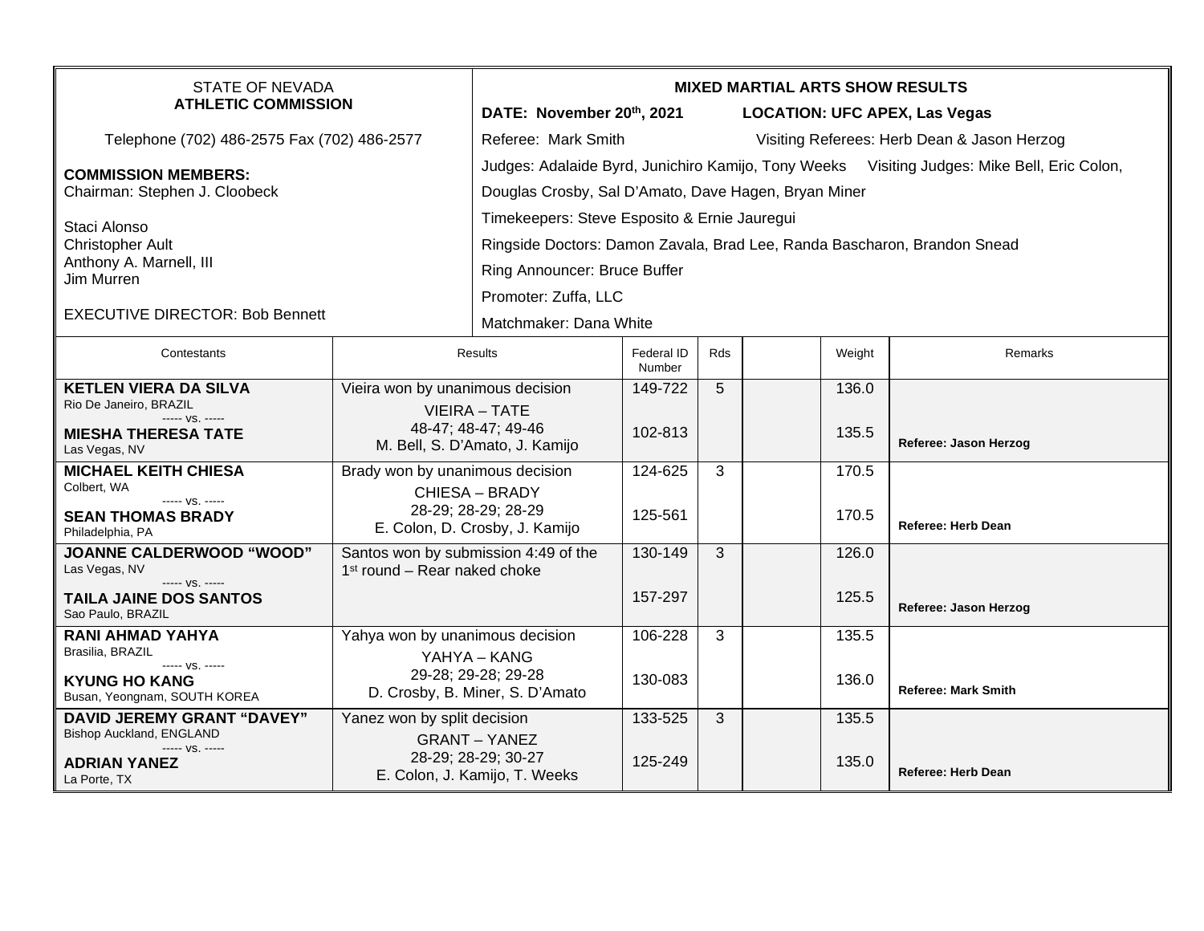STATE OF NEVADA
**ATHLETIC COMMISSION**

Telephone (702) 486-2575 Fax (702) 486-2577

**COMMISSION MEMBERS:**
Chairman: Stephen J. Cloobeck

Staci Alonso
Christopher Ault
Anthony A. Marnell, III
Jim Murren

EXECUTIVE DIRECTOR: Bob Bennett

**MIXED MARTIAL ARTS SHOW RESULTS**

**DATE: November 20th, 2021** **LOCATION: UFC APEX, Las Vegas**

Referee: Mark Smith Visiting Referees: Herb Dean & Jason Herzog

Judges: Adalaide Byrd, Junichiro Kamijo, Tony Weeks Visiting Judges: Mike Bell, Eric Colon, Douglas Crosby, Sal D'Amato, Dave Hagen, Bryan Miner

Timekeepers: Steve Esposito & Ernie Jauregui

Ringside Doctors: Damon Zavala, Brad Lee, Randa Bascharon, Brandon Snead

Ring Announcer: Bruce Buffer

Promoter: Zuffa, LLC

Matchmaker: Dana White

| Contestants | Results | Federal ID Number | Rds | | Weight | Remarks |
|---|---|---|---|---|---|---|
| **KETLEN VIERA DA SILVA** Rio De Janeiro, BRAZIL ----- vs. ----- **MIESHA THERESA TATE** Las Vegas, NV | Vieira won by unanimous decision VIEIRA – TATE 48-47; 48-47; 49-46 M. Bell, S. D'Amato, J. Kamijo | 149-722<br>102-813 | 5 | | 136.0<br>135.5 | **Referee: Jason Herzog** |
| **MICHAEL KEITH CHIESA** Colbert, WA ----- vs. ----- **SEAN THOMAS BRADY** Philadelphia, PA | Brady won by unanimous decision CHIESA – BRADY 28-29; 28-29; 28-29 E. Colon, D. Crosby, J. Kamijo | 124-625<br>125-561 | 3 | | 170.5<br>170.5 | **Referee: Herb Dean** |
| **JOANNE CALDERWOOD "WOOD"** Las Vegas, NV ----- vs. ----- **TAILA JAINE DOS SANTOS** Sao Paulo, BRAZIL | Santos won by submission 4:49 of the 1st round – Rear naked choke | 130-149<br>157-297 | 3 | | 126.0<br>125.5 | **Referee: Jason Herzog** |
| **RANI AHMAD YAHYA** Brasilia, BRAZIL ----- vs. ----- **KYUNG HO KANG** Busan, Yeongnam, SOUTH KOREA | Yahya won by unanimous decision YAHYA – KANG 29-28; 29-28; 29-28 D. Crosby, B. Miner, S. D'Amato | 106-228<br>130-083 | 3 | | 135.5<br>136.0 | **Referee: Mark Smith** |
| **DAVID JEREMY GRANT "DAVEY"** Bishop Auckland, ENGLAND ----- vs. ----- **ADRIAN YANEZ** La Porte, TX | Yanez won by split decision GRANT – YANEZ 28-29; 28-29; 30-27 E. Colon, J. Kamijo, T. Weeks | 133-525<br>125-249 | 3 | | 135.5<br>135.0 | **Referee: Herb Dean** |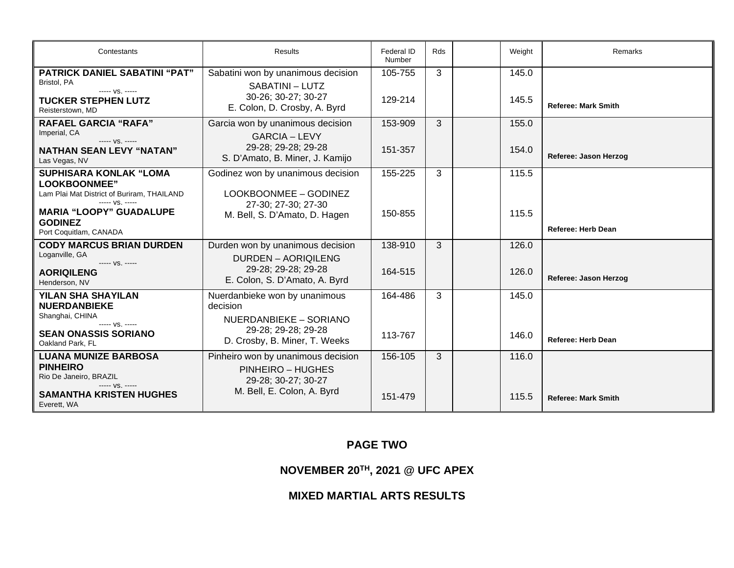| Contestants | Results | Federal ID Number | Rds | | Weight | Remarks |
|---|---|---|---|---|---|---|
| **PATRICK DANIEL SABATINI "PAT"** Bristol, PA ----- vs. ----- **TUCKER STEPHEN LUTZ** Reisterstown, MD | Sabatini won by unanimous decision SABATINI – LUTZ 30-26; 30-27; 30-27 E. Colon, D. Crosby, A. Byrd | 105-755 129-214 | 3 | | 145.0 145.5 | **Referee: Mark Smith** |
| **RAFAEL GARCIA "RAFA"** Imperial, CA ----- vs. ----- **NATHAN SEAN LEVY "NATAN"** Las Vegas, NV | Garcia won by unanimous decision GARCIA – LEVY 29-28; 29-28; 29-28 S. D'Amato, B. Miner, J. Kamijo | 153-909 151-357 | 3 | | 155.0 154.0 | **Referee: Jason Herzog** |
| **SUPHISARA KONLAK "LOMA LOOKBOONMEE"** Lam Plai Mat District of Buriram, THAILAND ----- vs. ----- **MARIA "LOOPY" GUADALUPE GODINEZ** Port Coquitlam, CANADA | Godinez won by unanimous decision LOOKBOONMEE – GODINEZ 27-30; 27-30; 27-30 M. Bell, S. D'Amato, D. Hagen | 155-225 150-855 | 3 | | 115.5 115.5 | **Referee: Herb Dean** |
| **CODY MARCUS BRIAN DURDEN** Loganville, GA ----- vs. ----- **AORIQILENG** Henderson, NV | Durden won by unanimous decision DURDEN – AORIQILENG 29-28; 29-28; 29-28 E. Colon, S. D'Amato, A. Byrd | 138-910 164-515 | 3 | | 126.0 126.0 | **Referee: Jason Herzog** |
| **YILAN SHA SHAYILAN NUERDANBIEKE** Shanghai, CHINA ----- vs. ----- **SEAN ONASSIS SORIANO** Oakland Park, FL | Nuerdanbieke won by unanimous decision NUERDANBIEKE – SORIANO 29-28; 29-28; 29-28 D. Crosby, B. Miner, T. Weeks | 164-486 113-767 | 3 | | 145.0 146.0 | **Referee: Herb Dean** |
| **LUANA MUNIZE BARBOSA PINHEIRO** Rio De Janeiro, BRAZIL ----- vs. ----- **SAMANTHA KRISTEN HUGHES** Everett, WA | Pinheiro won by unanimous decision PINHEIRO – HUGHES 29-28; 30-27; 30-27 M. Bell, E. Colon, A. Byrd | 156-105 151-479 | 3 | | 116.0 115.5 | **Referee: Mark Smith** |

**PAGE TWO**

**NOVEMBER 20TH, 2021 @ UFC APEX**

**MIXED MARTIAL ARTS RESULTS**